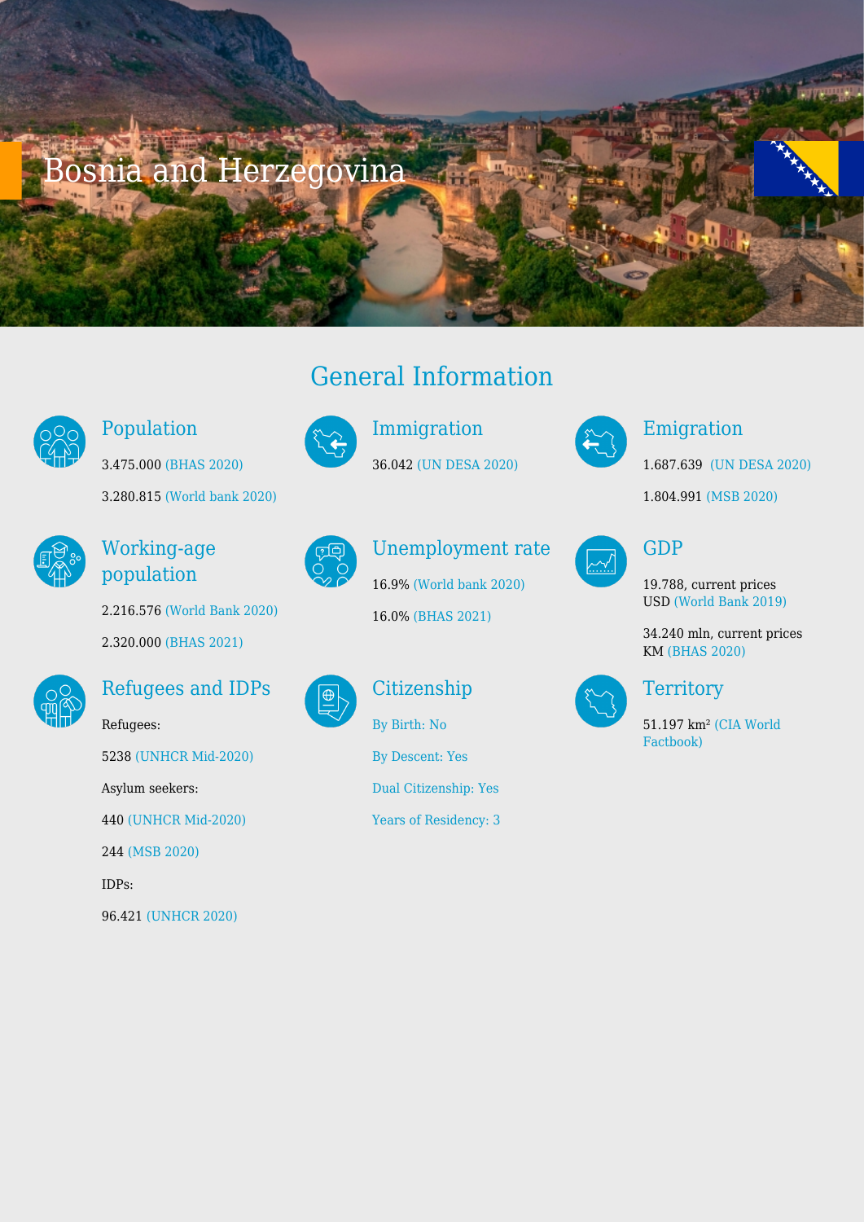# Bosnia and Herzegovina

## General Information

### Population

3.475.000 (BHAS 2020)

3.280.815 (World bank 2020)

### Immigration

36.042 (UN DESA 2020)

### Emigration

1.687.639 (UN DESA 2020)

1.804.991 (MSB 2020)

### Working-age population

2.216.576 (World Bank 2020)

2.320.000 (BHAS 2021)

### Unemployment rate

16.9% (World bank 2020)

16.0% (BHAS 2021)

### GDP

19.788, current prices USD (World Bank 2019)

34.240 mln, current prices KM (BHAS 2020)

### Refugees and IDPs

Refugees:

5238 (UNHCR Mid-2020)

Asylum seekers:

440 (UNHCR Mid-2020)

244 (MSB 2020)

IDPs:

96.421 (UNHCR 2020)

### Citizenship

By Birth: No

By Descent: Yes

Dual Citizenship: Yes

Years of Residency: 3

### Territory

51.197 km² (CIA World Factbook)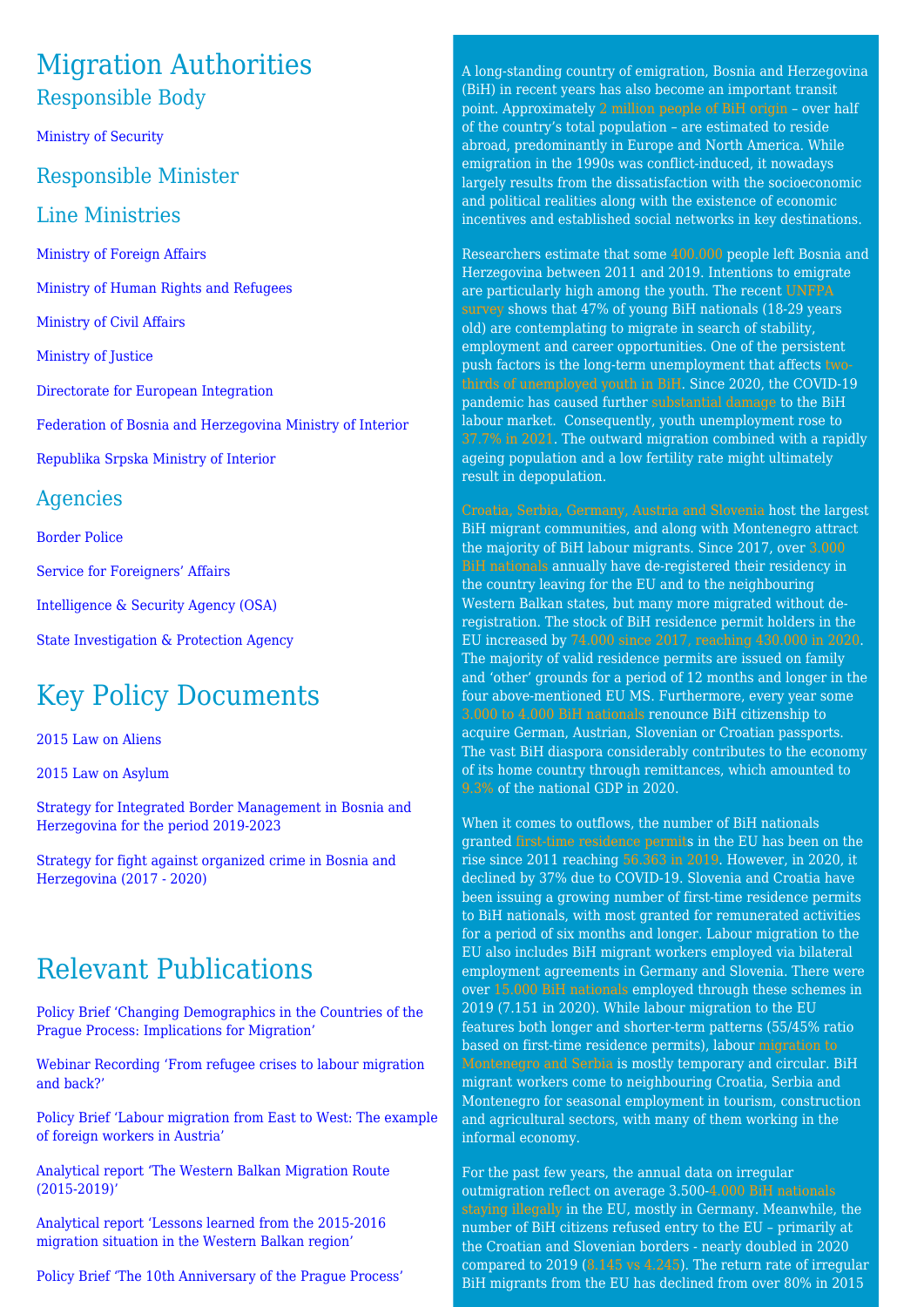# Migration Authorities

## Responsible Body

Ministry of Security

## Responsible Minister

## Line Ministries

Ministry of Foreign Affairs

Ministry of Human Rights and Refugees

Ministry of Civil Affairs

Ministry of Justice

Directorate for European Integration

Federation of Bosnia and Herzegovina Ministry of Interior

Republika Srpska Ministry of Interior

## Agencies

Border Police

Service for Foreigners' Affairs

Intelligence & Security Agency (OSA)

State Investigation & Protection Agency

# Key Policy Documents

2015 Law on Aliens

2015 Law on Asylum

Strategy for Integrated Border Management in Bosnia and Herzegovina for the period 2019-2023

Strategy for fight against organized crime in Bosnia and Herzegovina (2017 - 2020)

# Relevant Publications

Policy Brief 'Changing Demographics in the Countries of the Prague Process: Implications for Migration'

Webinar Recording 'From refugee crises to labour migration and back?'

Policy Brief 'Labour migration from East to West: The example of foreign workers in Austria'

Analytical report 'The Western Balkan Migration Route (2015-2019)'

Analytical report 'Lessons learned from the 2015-2016 migration situation in the Western Balkan region'

Policy Brief 'The 10th Anniversary of the Prague Process'

A long-standing country of emigration, Bosnia and Herzegovina (BiH) in recent years has also become an important transit point. Approximately 2 million people of BiH origin – over half of the country's total population – are estimated to reside abroad, predominantly in Europe and North America. While emigration in the 1990s was conflict-induced, it nowadays largely results from the dissatisfaction with the socioeconomic and political realities along with the existence of economic incentives and established social networks in key destinations.

Researchers estimate that some 400.000 people left Bosnia and Herzegovina between 2011 and 2019. Intentions to emigrate are particularly high among the youth. The recent UNFPA survey shows that 47% of young BiH nationals (18-29 years old) are contemplating to migrate in search of stability, employment and career opportunities. One of the persistent push factors is the long-term unemployment that affects two-thirds of unemployed youth in BiH. Since 2020, the COVID-19 pandemic has caused further substantial damage to the BiH labour market. Consequently, youth unemployment rose to 37.7% in 2021. The outward migration combined with a rapidly ageing population and a low fertility rate might ultimately result in depopulation.

Croatia, Serbia, Germany, Austria and Slovenia host the largest BiH migrant communities, and along with Montenegro attract the majority of BiH labour migrants. Since 2017, over 3.000 BiH nationals annually have de-registered their residency in the country leaving for the EU and to the neighbouring Western Balkan states, but many more migrated without de-registration. The stock of BiH residence permit holders in the EU increased by 74.000 since 2017, reaching 430.000 in 2020. The majority of valid residence permits are issued on family and 'other' grounds for a period of 12 months and longer in the four above-mentioned EU MS. Furthermore, every year some 3.000 to 4.000 BiH nationals renounce BiH citizenship to acquire German, Austrian, Slovenian or Croatian passports. The vast BiH diaspora considerably contributes to the economy of its home country through remittances, which amounted to 9.3% of the national GDP in 2020.

When it comes to outflows, the number of BiH nationals granted first-time residence permits in the EU has been on the rise since 2011 reaching 56.363 in 2019. However, in 2020, it declined by 37% due to COVID-19. Slovenia and Croatia have been issuing a growing number of first-time residence permits to BiH nationals, with most granted for remunerated activities for a period of six months and longer. Labour migration to the EU also includes BiH migrant workers employed via bilateral employment agreements in Germany and Slovenia. There were over 15.000 BiH nationals employed through these schemes in 2019 (7.151 in 2020). While labour migration to the EU features both longer and shorter-term patterns (55/45% ratio based on first-time residence permits), labour migration to Montenegro and Serbia is mostly temporary and circular. BiH migrant workers come to neighbouring Croatia, Serbia and Montenegro for seasonal employment in tourism, construction and agricultural sectors, with many of them working in the informal economy.

For the past few years, the annual data on irregular outmigration reflect on average 3.500-4.000 BiH nationals staying illegally in the EU, mostly in Germany. Meanwhile, the number of BiH citizens refused entry to the EU – primarily at the Croatian and Slovenian borders - nearly doubled in 2020 compared to 2019 (8.145 vs 4.245). The return rate of irregular BiH migrants from the EU has declined from over 80% in 2015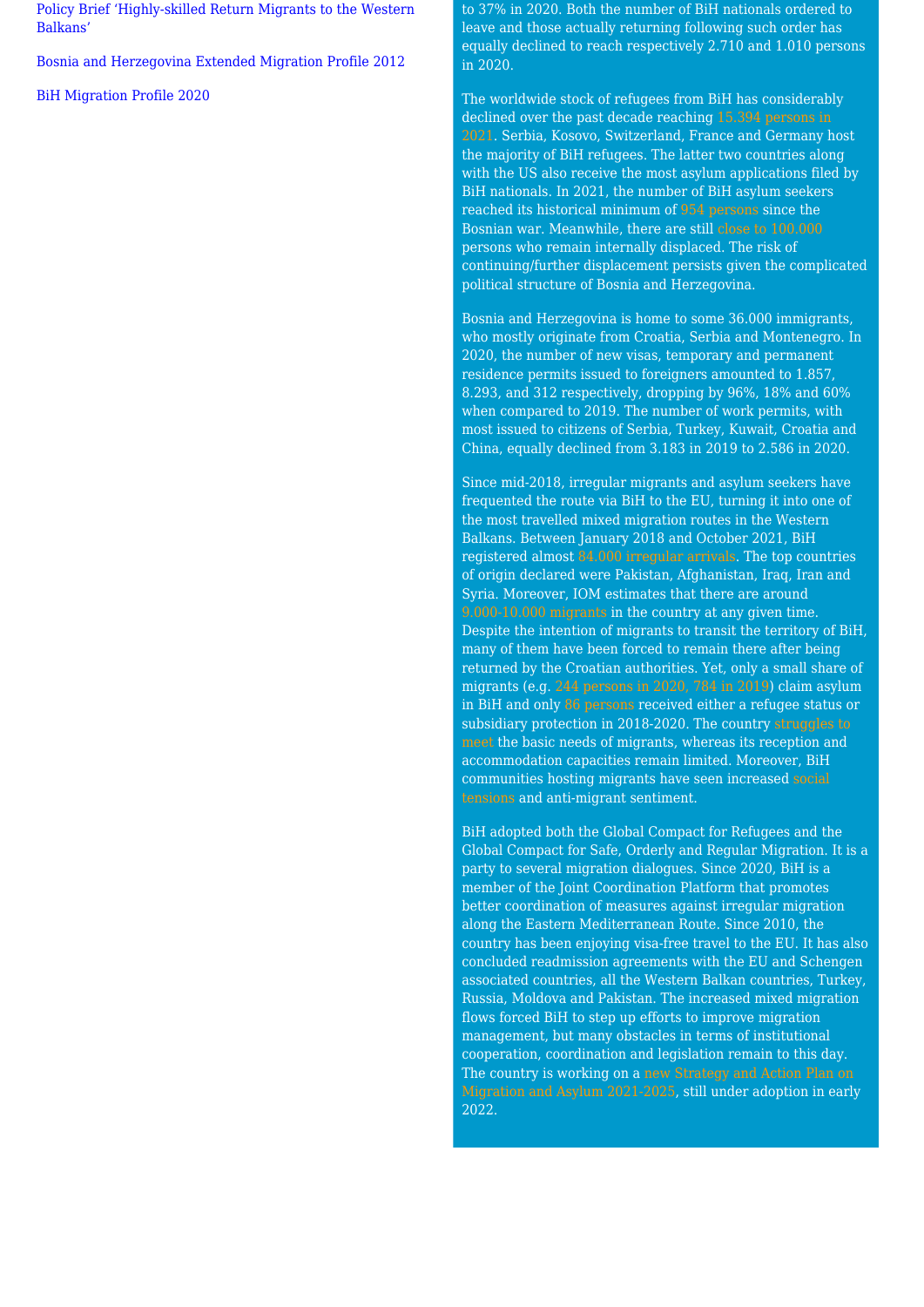Policy Brief 'Highly-skilled Return Migrants to the Western Balkans'

Bosnia and Herzegovina Extended Migration Profile 2012

BiH Migration Profile 2020

to 37% in 2020. Both the number of BiH nationals ordered to leave and those actually returning following such order has equally declined to reach respectively 2.710 and 1.010 persons in 2020.

The worldwide stock of refugees from BiH has considerably declined over the past decade reaching 15.394 persons in 2021. Serbia, Kosovo, Switzerland, France and Germany host the majority of BiH refugees. The latter two countries along with the US also receive the most asylum applications filed by BiH nationals. In 2021, the number of BiH asylum seekers reached its historical minimum of 954 persons since the Bosnian war. Meanwhile, there are still close to 100.000 persons who remain internally displaced. The risk of continuing/further displacement persists given the complicated political structure of Bosnia and Herzegovina.

Bosnia and Herzegovina is home to some 36.000 immigrants, who mostly originate from Croatia, Serbia and Montenegro. In 2020, the number of new visas, temporary and permanent residence permits issued to foreigners amounted to 1.857, 8.293, and 312 respectively, dropping by 96%, 18% and 60% when compared to 2019. The number of work permits, with most issued to citizens of Serbia, Turkey, Kuwait, Croatia and China, equally declined from 3.183 in 2019 to 2.586 in 2020.

Since mid-2018, irregular migrants and asylum seekers have frequented the route via BiH to the EU, turning it into one of the most travelled mixed migration routes in the Western Balkans. Between January 2018 and October 2021, BiH registered almost 84.000 irregular arrivals. The top countries of origin declared were Pakistan, Afghanistan, Iraq, Iran and Syria. Moreover, IOM estimates that there are around 9.000-10.000 migrants in the country at any given time. Despite the intention of migrants to transit the territory of BiH, many of them have been forced to remain there after being returned by the Croatian authorities. Yet, only a small share of migrants (e.g. 244 persons in 2020, 784 in 2019) claim asylum in BiH and only 86 persons received either a refugee status or subsidiary protection in 2018-2020. The country struggles to meet the basic needs of migrants, whereas its reception and accommodation capacities remain limited. Moreover, BiH communities hosting migrants have seen increased social tensions and anti-migrant sentiment.

BiH adopted both the Global Compact for Refugees and the Global Compact for Safe, Orderly and Regular Migration. It is a party to several migration dialogues. Since 2020, BiH is a member of the Joint Coordination Platform that promotes better coordination of measures against irregular migration along the Eastern Mediterranean Route. Since 2010, the country has been enjoying visa-free travel to the EU. It has also concluded readmission agreements with the EU and Schengen associated countries, all the Western Balkan countries, Turkey, Russia, Moldova and Pakistan. The increased mixed migration flows forced BiH to step up efforts to improve migration management, but many obstacles in terms of institutional cooperation, coordination and legislation remain to this day. The country is working on a new Strategy and Action Plan on Migration and Asylum 2021-2025, still under adoption in early 2022.